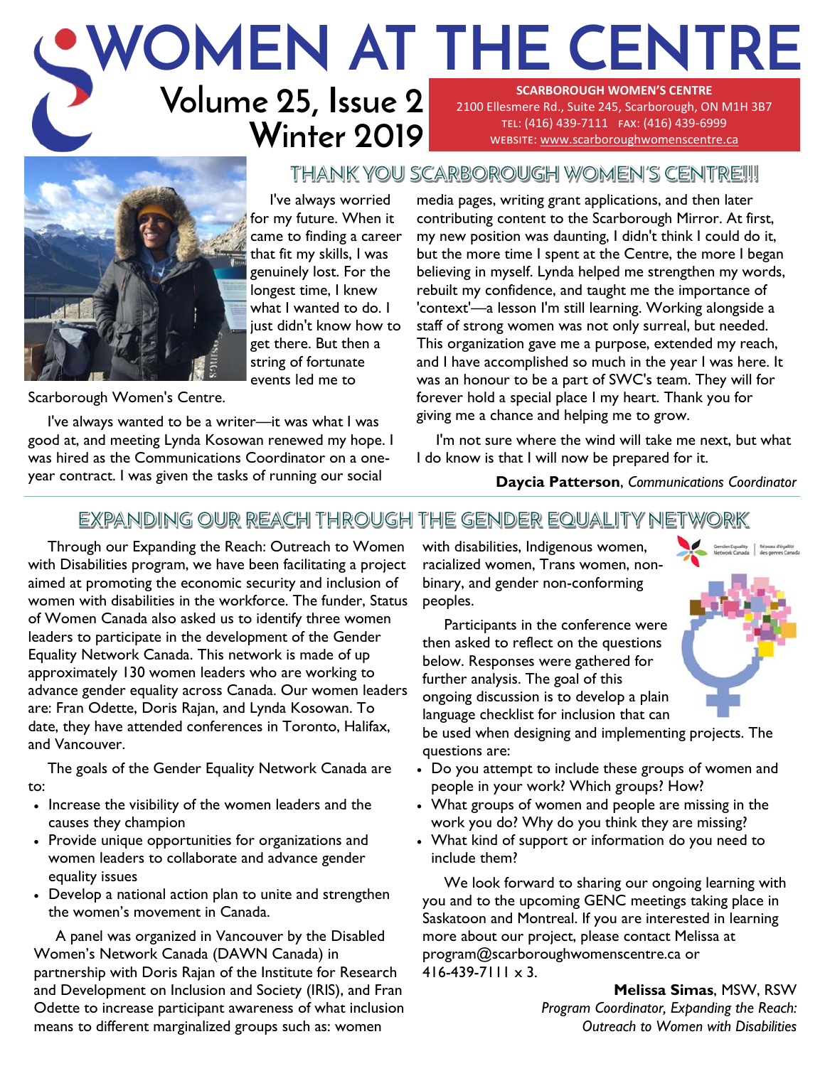# WOMEN AT THE CENTRE

Volume 25, Issue 2
Winter 2019

**SCARBOROUGH WOMEN'S CENTRE**
2100 Ellesmere Rd., Suite 245, Scarborough, ON M1H 3B7
TEL: (416) 439-7111 FAX: (416) 439-6999
WEBSITE: www.scarboroughwomenscentre.ca

## THANK YOU SCARBOROUGH WOMEN'S CENTRE!!!

I've always worried for my future. When it came to finding a career that fit my skills, I was genuinely lost. For the longest time, I knew what I wanted to do. I just didn't know how to get there. But then a string of fortunate events led me to Scarborough Women's Centre.

I've always wanted to be a writer—it was what I was good at, and meeting Lynda Kosowan renewed my hope. I was hired as the Communications Coordinator on a one-year contract. I was given the tasks of running our social media pages, writing grant applications, and then later contributing content to the Scarborough Mirror. At first, my new position was daunting, I didn't think I could do it, but the more time I spent at the Centre, the more I began believing in myself. Lynda helped me strengthen my words, rebuilt my confidence, and taught me the importance of 'context'—a lesson I'm still learning. Working alongside a staff of strong women was not only surreal, but needed. This organization gave me a purpose, extended my reach, and I have accomplished so much in the year I was here. It was an honour to be a part of SWC's team. They will for forever hold a special place I my heart. Thank you for giving me a chance and helping me to grow.

I'm not sure where the wind will take me next, but what I do know is that I will now be prepared for it.

**Daycia Patterson**, *Communications Coordinator*

## EXPANDING OUR REACH THROUGH THE GENDER EQUALITY NETWORK

Through our Expanding the Reach: Outreach to Women with Disabilities program, we have been facilitating a project aimed at promoting the economic security and inclusion of women with disabilities in the workforce. The funder, Status of Women Canada also asked us to identify three women leaders to participate in the development of the Gender Equality Network Canada. This network is made of up approximately 130 women leaders who are working to advance gender equality across Canada. Our women leaders are: Fran Odette, Doris Rajan, and Lynda Kosowan. To date, they have attended conferences in Toronto, Halifax, and Vancouver.

The goals of the Gender Equality Network Canada are to:

- Increase the visibility of the women leaders and the causes they champion
- Provide unique opportunities for organizations and women leaders to collaborate and advance gender equality issues
- Develop a national action plan to unite and strengthen the women's movement in Canada.

A panel was organized in Vancouver by the Disabled Women's Network Canada (DAWN Canada) in partnership with Doris Rajan of the Institute for Research and Development on Inclusion and Society (IRIS), and Fran Odette to increase participant awareness of what inclusion means to different marginalized groups such as: women with disabilities, Indigenous women, racialized women, Trans women, non-binary, and gender non-conforming peoples.

Participants in the conference were then asked to reflect on the questions below. Responses were gathered for further analysis. The goal of this ongoing discussion is to develop a plain language checklist for inclusion that can be used when designing and implementing projects. The questions are:

- Do you attempt to include these groups of women and people in your work? Which groups? How?
- What groups of women and people are missing in the work you do? Why do you think they are missing?
- What kind of support or information do you need to include them?

We look forward to sharing our ongoing learning with you and to the upcoming GENC meetings taking place in Saskatoon and Montreal. If you are interested in learning more about our project, please contact Melissa at program@scarboroughwomenscentre.ca or 416-439-7111 x 3.

**Melissa Simas**, MSW, RSW
*Program Coordinator, Expanding the Reach: Outreach to Women with Disabilities*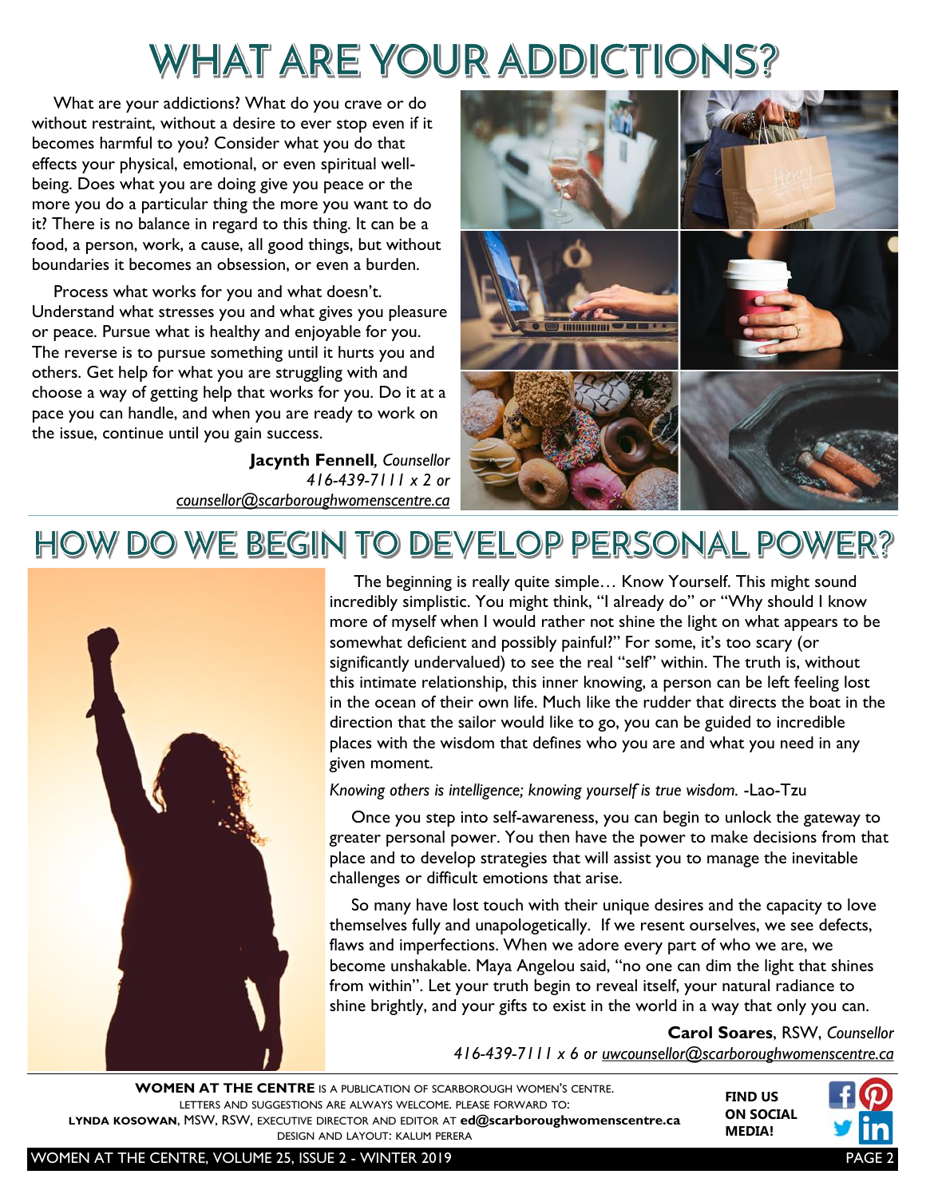# WHAT ARE YOUR ADDICTIONS?

What are your addictions? What do you crave or do without restraint, without a desire to ever stop even if it becomes harmful to you? Consider what you do that effects your physical, emotional, or even spiritual well-being. Does what you are doing give you peace or the more you do a particular thing the more you want to do it? There is no balance in regard to this thing. It can be a food, a person, work, a cause, all good things, but without boundaries it becomes an obsession, or even a burden.

Process what works for you and what doesn't. Understand what stresses you and what gives you pleasure or peace. Pursue what is healthy and enjoyable for you. The reverse is to pursue something until it hurts you and others. Get help for what you are struggling with and choose a way of getting help that works for you. Do it at a pace you can handle, and when you are ready to work on the issue, continue until you gain success.

**Jacynth Fennell**, *Counsellor*
*416-439-7111 x 2 or*
*counsellor@scarboroughwomenscentre.ca*

# HOW DO WE BEGIN TO DEVELOP PERSONAL POWER?

The beginning is really quite simple… Know Yourself. This might sound incredibly simplistic. You might think, "I already do" or "Why should I know more of myself when I would rather not shine the light on what appears to be somewhat deficient and possibly painful?" For some, it's too scary (or significantly undervalued) to see the real "self" within. The truth is, without this intimate relationship, this inner knowing, a person can be left feeling lost in the ocean of their own life. Much like the rudder that directs the boat in the direction that the sailor would like to go, you can be guided to incredible places with the wisdom that defines who you are and what you need in any given moment.

*Knowing others is intelligence; knowing yourself is true wisdom.* -Lao-Tzu

Once you step into self-awareness, you can begin to unlock the gateway to greater personal power. You then have the power to make decisions from that place and to develop strategies that will assist you to manage the inevitable challenges or difficult emotions that arise.

So many have lost touch with their unique desires and the capacity to love themselves fully and unapologetically. If we resent ourselves, we see defects, flaws and imperfections. When we adore every part of who we are, we become unshakable. Maya Angelou said, "no one can dim the light that shines from within". Let your truth begin to reveal itself, your natural radiance to shine brightly, and your gifts to exist in the world in a way that only you can.

**Carol Soares**, RSW, *Counsellor*
*416-439-7111 x 6 or uwcounsellor@scarboroughwomenscentre.ca*

---

**WOMEN AT THE CENTRE** IS A PUBLICATION OF SCARBOROUGH WOMEN'S CENTRE.
LETTERS AND SUGGESTIONS ARE ALWAYS WELCOME. PLEASE FORWARD TO:
**LYNDA KOSOWAN**, MSW, RSW, EXECUTIVE DIRECTOR AND EDITOR AT **ed@scarboroughwomenscentre.ca**
DESIGN AND LAYOUT: KALUM PERERA

**FIND US ON SOCIAL MEDIA!**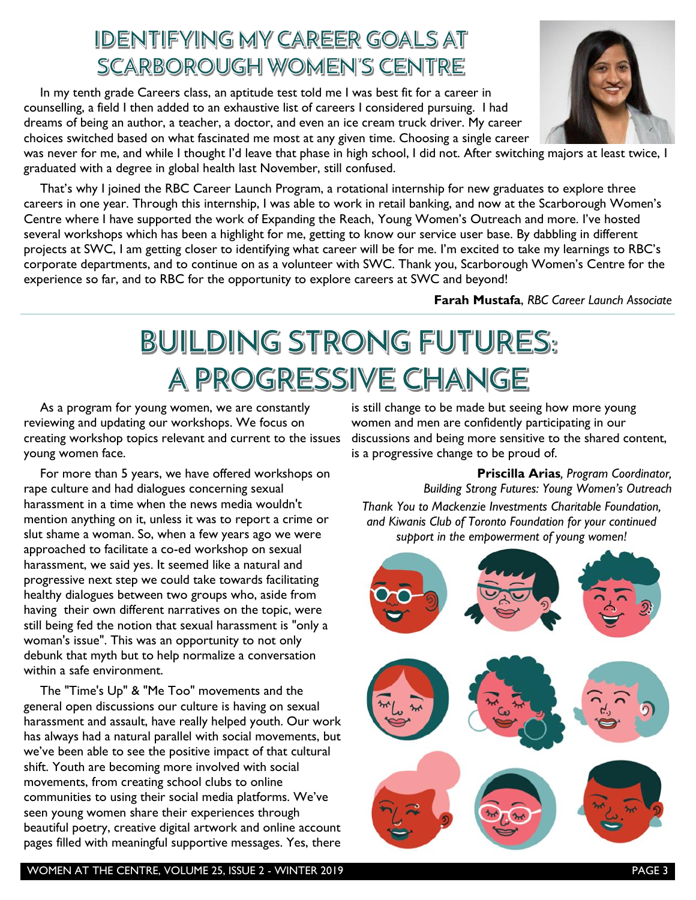## IDENTIFYING MY CAREER GOALS AT SCARBOROUGH WOMEN'S CENTRE

In my tenth grade Careers class, an aptitude test told me I was best fit for a career in counselling, a field I then added to an exhaustive list of careers I considered pursuing. I had dreams of being an author, a teacher, a doctor, and even an ice cream truck driver. My career choices switched based on what fascinated me most at any given time. Choosing a single career was never for me, and while I thought I'd leave that phase in high school, I did not. After switching majors at least twice, I graduated with a degree in global health last November, still confused.

That's why I joined the RBC Career Launch Program, a rotational internship for new graduates to explore three careers in one year. Through this internship, I was able to work in retail banking, and now at the Scarborough Women's Centre where I have supported the work of Expanding the Reach, Young Women's Outreach and more. I've hosted several workshops which has been a highlight for me, getting to know our service user base. By dabbling in different projects at SWC, I am getting closer to identifying what career will be for me. I'm excited to take my learnings to RBC's corporate departments, and to continue on as a volunteer with SWC. Thank you, Scarborough Women's Centre for the experience so far, and to RBC for the opportunity to explore careers at SWC and beyond!

**Farah Mustafa**, *RBC Career Launch Associate*

# BUILDING STRONG FUTURES: A PROGRESSIVE CHANGE

As a program for young women, we are constantly reviewing and updating our workshops. We focus on creating workshop topics relevant and current to the issues young women face.

For more than 5 years, we have offered workshops on rape culture and had dialogues concerning sexual harassment in a time when the news media wouldn't mention anything on it, unless it was to report a crime or slut shame a woman. So, when a few years ago we were approached to facilitate a co-ed workshop on sexual harassment, we said yes. It seemed like a natural and progressive next step we could take towards facilitating healthy dialogues between two groups who, aside from having their own different narratives on the topic, were still being fed the notion that sexual harassment is "only a woman's issue". This was an opportunity to not only debunk that myth but to help normalize a conversation within a safe environment.

The "Time's Up" & "Me Too" movements and the general open discussions our culture is having on sexual harassment and assault, have really helped youth. Our work has always had a natural parallel with social movements, but we've been able to see the positive impact of that cultural shift. Youth are becoming more involved with social movements, from creating school clubs to online communities to using their social media platforms. We've seen young women share their experiences through beautiful poetry, creative digital artwork and online account pages filled with meaningful supportive messages. Yes, there is still change to be made but seeing how more young women and men are confidently participating in our discussions and being more sensitive to the shared content, is a progressive change to be proud of.

**Priscilla Arias**, *Program Coordinator, Building Strong Futures: Young Women's Outreach*

*Thank You to Mackenzie Investments Charitable Foundation, and Kiwanis Club of Toronto Foundation for your continued support in the empowerment of young women!*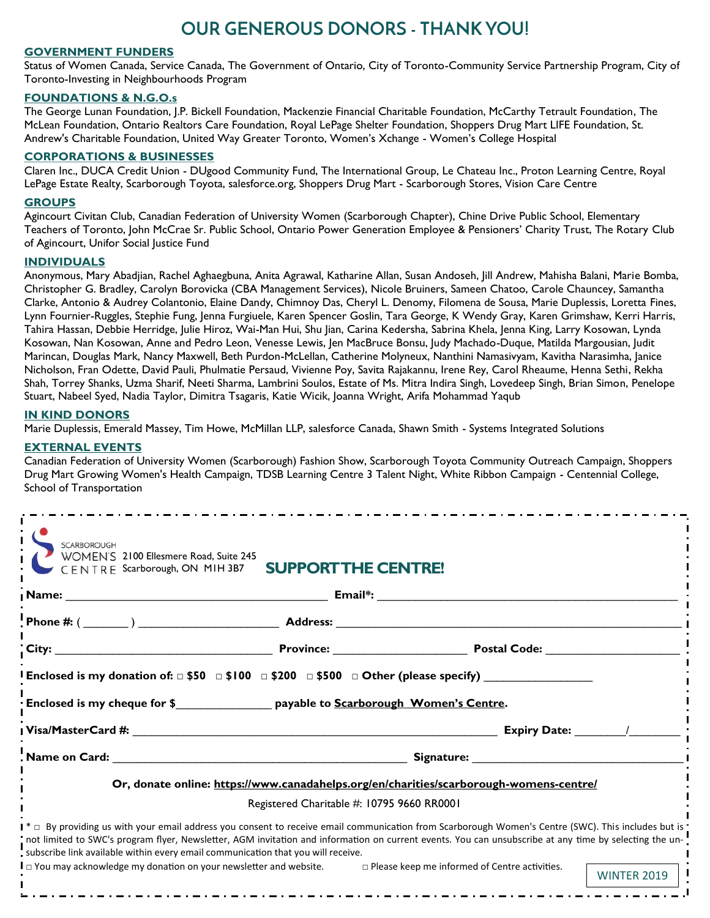# OUR GENEROUS DONORS - THANK YOU!

## GOVERNMENT FUNDERS

Status of Women Canada, Service Canada, The Government of Ontario, City of Toronto-Community Service Partnership Program, City of Toronto-Investing in Neighbourhoods Program

## FOUNDATIONS & N.G.O.s

The George Lunan Foundation, J.P. Bickell Foundation, Mackenzie Financial Charitable Foundation, McCarthy Tetrault Foundation, The McLean Foundation, Ontario Realtors Care Foundation, Royal LePage Shelter Foundation, Shoppers Drug Mart LIFE Foundation, St. Andrew's Charitable Foundation, United Way Greater Toronto, Women's Xchange - Women's College Hospital

## CORPORATIONS & BUSINESSES

Claren Inc., DUCA Credit Union - DUgood Community Fund, The International Group, Le Chateau Inc., Proton Learning Centre, Royal LePage Estate Realty, Scarborough Toyota, salesforce.org, Shoppers Drug Mart - Scarborough Stores, Vision Care Centre

## GROUPS

Agincourt Civitan Club, Canadian Federation of University Women (Scarborough Chapter), Chine Drive Public School, Elementary Teachers of Toronto, John McCrae Sr. Public School, Ontario Power Generation Employee & Pensioners' Charity Trust, The Rotary Club of Agincourt, Unifor Social Justice Fund

## INDIVIDUALS

Anonymous, Mary Abadjian, Rachel Aghaegbuna, Anita Agrawal, Katharine Allan, Susan Andoseh, Jill Andrew, Mahisha Balani, Marie Bomba, Christopher G. Bradley, Carolyn Borovicka (CBA Management Services), Nicole Bruiners, Sameen Chatoo, Carole Chauncey, Samantha Clarke, Antonio & Audrey Colantonio, Elaine Dandy, Chimnoy Das, Cheryl L. Denomy, Filomena de Sousa, Marie Duplessis, Loretta Fines, Lynn Fournier-Ruggles, Stephie Fung, Jenna Furgiuele, Karen Spencer Goslin, Tara George, K Wendy Gray, Karen Grimshaw, Kerri Harris, Tahira Hassan, Debbie Herridge, Julie Hiroz, Wai-Man Hui, Shu Jian, Carina Kedersha, Sabrina Khela, Jenna King, Larry Kosowan, Lynda Kosowan, Nan Kosowan, Anne and Pedro Leon, Venesse Lewis, Jen MacBruce Bonsu, Judy Machado-Duque, Matilda Margousian, Judit Marincan, Douglas Mark, Nancy Maxwell, Beth Purdon-McLellan, Catherine Molyneux, Nanthini Namasivyam, Kavitha Narasimha, Janice Nicholson, Fran Odette, David Pauli, Phulmatie Persaud, Vivienne Poy, Savita Rajakannu, Irene Rey, Carol Rheaume, Henna Sethi, Rekha Shah, Torrey Shanks, Uzma Sharif, Neeti Sharma, Lambrini Soulos, Estate of Ms. Mitra Indira Singh, Lovedeep Singh, Brian Simon, Penelope Stuart, Nabeel Syed, Nadia Taylor, Dimitra Tsagaris, Katie Wicik, Joanna Wright, Arifa Mohammad Yaqub

## IN KIND DONORS

Marie Duplessis, Emerald Massey, Tim Howe, McMillan LLP, salesforce Canada, Shawn Smith - Systems Integrated Solutions

## EXTERNAL EVENTS

Canadian Federation of University Women (Scarborough) Fashion Show, Scarborough Toyota Community Outreach Campaign, Shoppers Drug Mart Growing Women's Health Campaign, TDSB Learning Centre 3 Talent Night, White Ribbon Campaign - Centennial College, School of Transportation

---

SCARBOROUGH WOMEN'S CENTRE
2100 Ellesmere Road, Suite 245
Scarborough, ON M1H 3B7

## SUPPORT THE CENTRE!

**Name:** ________________ **Email*:** ________________

**Phone #:** ( _______ ) ________________ **Address:** ________________

**City:** ________________ **Province:** ________________ **Postal Code:** ________________

**Enclosed is my donation of:** □ $50 □ $100 □ $200 □ $500 □ Other (please specify) ________________

**Enclosed is my cheque for $**________________ **payable to Scarborough Women's Centre.**

**Visa/MasterCard #:** ________________ **Expiry Date:** ________/________

**Name on Card:** ________________ **Signature:** ________________

**Or, donate online: https://www.canadahelps.org/en/charities/scarborough-womens-centre/**

Registered Charitable #: 10795 9660 RR0001

* □ By providing us with your email address you consent to receive email communication from Scarborough Women's Centre (SWC). This includes but is not limited to SWC's program flyer, Newsletter, AGM invitation and information on current events. You can unsubscribe at any time by selecting the unsubscribe link available within every email communication that you will receive.

□ You may acknowledge my donation on your newsletter and website.

□ Please keep me informed of Centre activities.

WINTER 2019